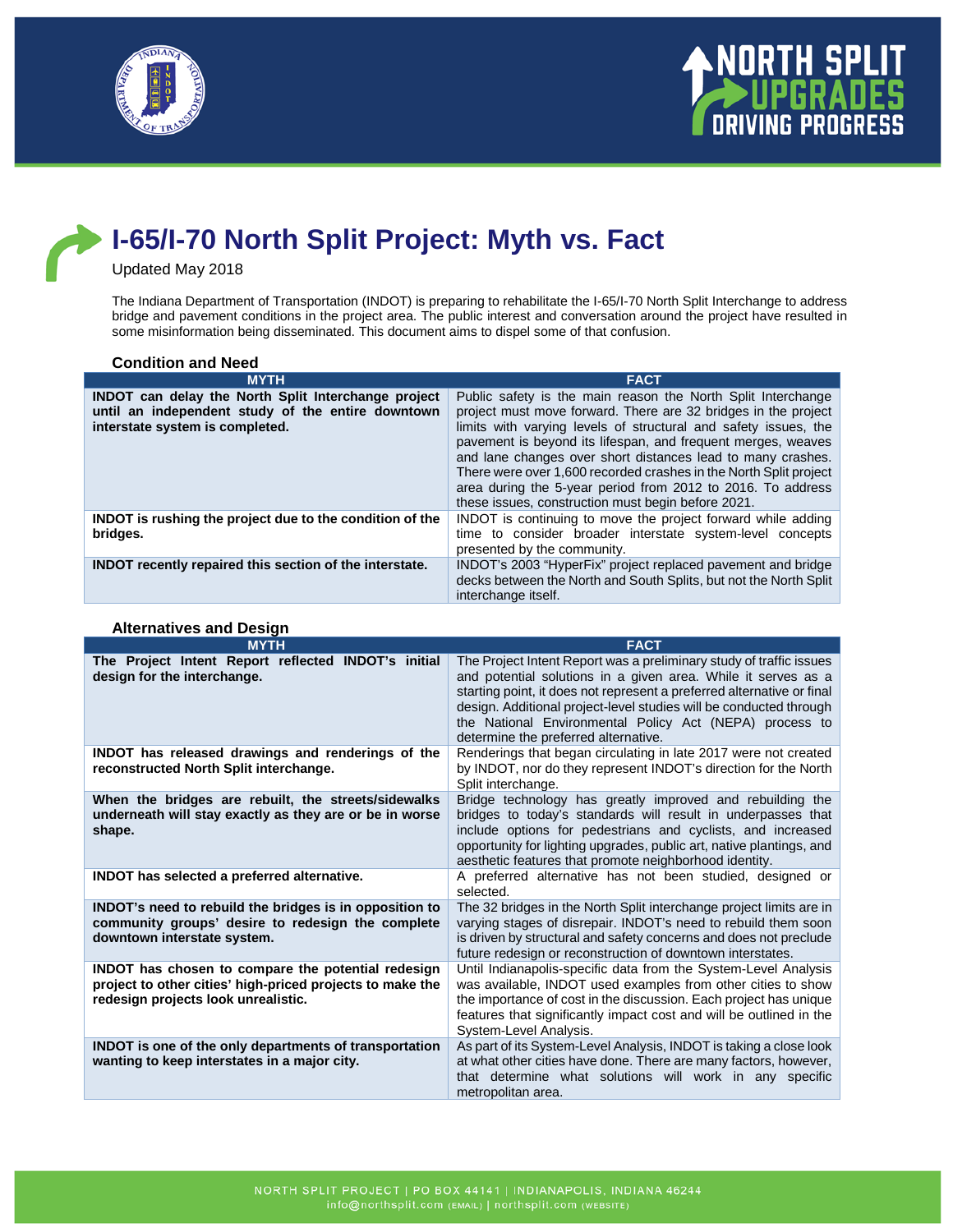# I-65/I-70 North Split Project: Myth vs. Fact

Updated May 2018

The Indiana Department of Transportation (INDOT) is preparing to rehabilitate the I-65/I-70 North Split Interchange to address bridge and pavement conditions in the project area. The public interest and conversation around the project have resulted in some misinformation being disseminated. This document aims to dispel some of that confusion.

### Condition and Need

| MYTH | FACT |
|---|---|
| **INDOT can delay the North Split Interchange project until an independent study of the entire downtown interstate system is completed.** | Public safety is the main reason the North Split Interchange project must move forward. There are 32 bridges in the project limits with varying levels of structural and safety issues, the pavement is beyond its lifespan, and frequent merges, weaves and lane changes over short distances lead to many crashes. There were over 1,600 recorded crashes in the North Split project area during the 5-year period from 2012 to 2016. To address these issues, construction must begin before 2021. |
| **INDOT is rushing the project due to the condition of the bridges.** | INDOT is continuing to move the project forward while adding time to consider broader interstate system-level concepts presented by the community. |
| **INDOT recently repaired this section of the interstate.** | INDOT's 2003 "HyperFix" project replaced pavement and bridge decks between the North and South Splits, but not the North Split interchange itself. |

### Alternatives and Design

| MYTH | FACT |
|---|---|
| **The Project Intent Report reflected INDOT's initial design for the interchange.** | The Project Intent Report was a preliminary study of traffic issues and potential solutions in a given area. While it serves as a starting point, it does not represent a preferred alternative or final design. Additional project-level studies will be conducted through the National Environmental Policy Act (NEPA) process to determine the preferred alternative. |
| **INDOT has released drawings and renderings of the reconstructed North Split interchange.** | Renderings that began circulating in late 2017 were not created by INDOT, nor do they represent INDOT's direction for the North Split interchange. |
| **When the bridges are rebuilt, the streets/sidewalks underneath will stay exactly as they are or be in worse shape.** | Bridge technology has greatly improved and rebuilding the bridges to today's standards will result in underpasses that include options for pedestrians and cyclists, and increased opportunity for lighting upgrades, public art, native plantings, and aesthetic features that promote neighborhood identity. |
| **INDOT has selected a preferred alternative.** | A preferred alternative has not been studied, designed or selected. |
| **INDOT's need to rebuild the bridges is in opposition to community groups' desire to redesign the complete downtown interstate system.** | The 32 bridges in the North Split interchange project limits are in varying stages of disrepair. INDOT's need to rebuild them soon is driven by structural and safety concerns and does not preclude future redesign or reconstruction of downtown interstates. |
| **INDOT has chosen to compare the potential redesign project to other cities' high-priced projects to make the redesign projects look unrealistic.** | Until Indianapolis-specific data from the System-Level Analysis was available, INDOT used examples from other cities to show the importance of cost in the discussion. Each project has unique features that significantly impact cost and will be outlined in the System-Level Analysis. |
| **INDOT is one of the only departments of transportation wanting to keep interstates in a major city.** | As part of its System-Level Analysis, INDOT is taking a close look at what other cities have done. There are many factors, however, that determine what solutions will work in any specific metropolitan area. |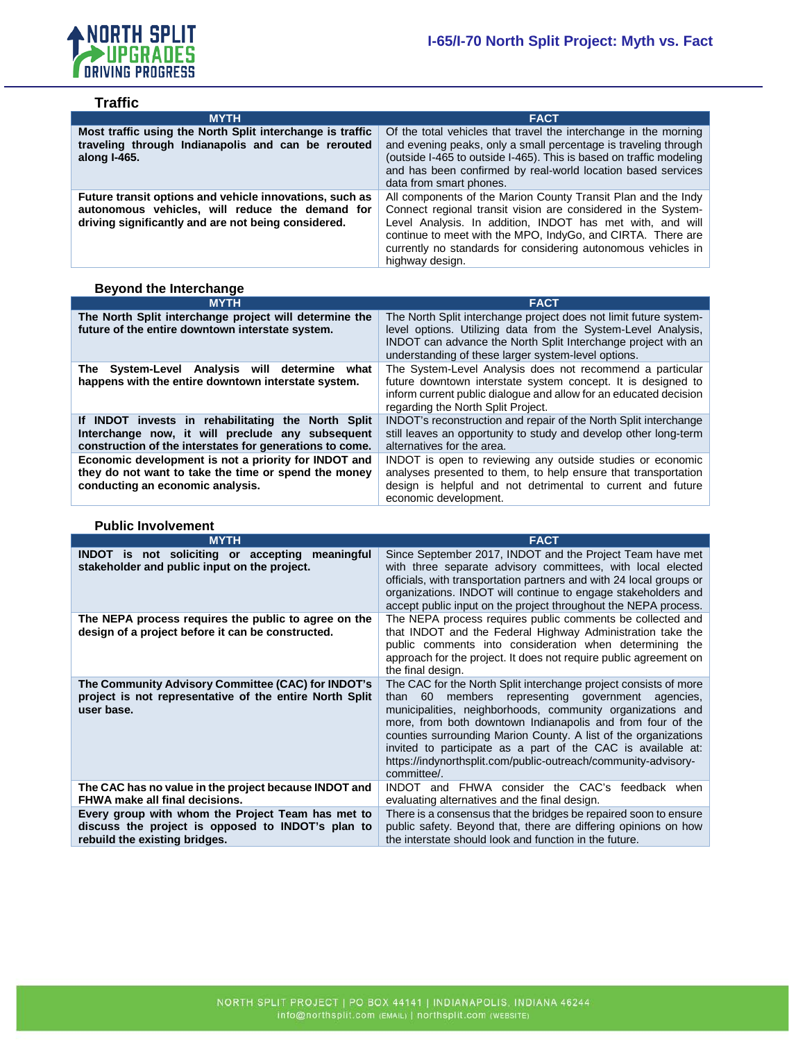# I-65/I-70 North Split Project: Myth vs. Fact

## Traffic

| MYTH | FACT |
|---|---|
| **Most traffic using the North Split interchange is traffic traveling through Indianapolis and can be rerouted along I-465.** | Of the total vehicles that travel the interchange in the morning and evening peaks, only a small percentage is traveling through (outside I-465 to outside I-465). This is based on traffic modeling and has been confirmed by real-world location based services data from smart phones. |
| **Future transit options and vehicle innovations, such as autonomous vehicles, will reduce the demand for driving significantly and are not being considered.** | All components of the Marion County Transit Plan and the Indy Connect regional transit vision are considered in the System-Level Analysis. In addition, INDOT has met with, and will continue to meet with the MPO, IndyGo, and CIRTA. There are currently no standards for considering autonomous vehicles in highway design. |

## Beyond the Interchange

| MYTH | FACT |
|---|---|
| **The North Split interchange project will determine the future of the entire downtown interstate system.** | The North Split interchange project does not limit future system-level options. Utilizing data from the System-Level Analysis, INDOT can advance the North Split Interchange project with an understanding of these larger system-level options. |
| **The System-Level Analysis will determine what happens with the entire downtown interstate system.** | The System-Level Analysis does not recommend a particular future downtown interstate system concept. It is designed to inform current public dialogue and allow for an educated decision regarding the North Split Project. |
| **If INDOT invests in rehabilitating the North Split Interchange now, it will preclude any subsequent construction of the interstates for generations to come.** | INDOT's reconstruction and repair of the North Split interchange still leaves an opportunity to study and develop other long-term alternatives for the area. |
| **Economic development is not a priority for INDOT and they do not want to take the time or spend the money conducting an economic analysis.** | INDOT is open to reviewing any outside studies or economic analyses presented to them, to help ensure that transportation design is helpful and not detrimental to current and future economic development. |

## Public Involvement

| MYTH | FACT |
|---|---|
| **INDOT is not soliciting or accepting meaningful stakeholder and public input on the project.** | Since September 2017, INDOT and the Project Team have met with three separate advisory committees, with local elected officials, with transportation partners and with 24 local groups or organizations. INDOT will continue to engage stakeholders and accept public input on the project throughout the NEPA process. |
| **The NEPA process requires the public to agree on the design of a project before it can be constructed.** | The NEPA process requires public comments be collected and that INDOT and the Federal Highway Administration take the public comments into consideration when determining the approach for the project. It does not require public agreement on the final design. |
| **The Community Advisory Committee (CAC) for INDOT's project is not representative of the entire North Split user base.** | The CAC for the North Split interchange project consists of more than 60 members representing government agencies, municipalities, neighborhoods, community organizations and more, from both downtown Indianapolis and from four of the counties surrounding Marion County. A list of the organizations invited to participate as a part of the CAC is available at: https://indynorthsplit.com/public-outreach/community-advisory-committee/. |
| **The CAC has no value in the project because INDOT and FHWA make all final decisions.** | INDOT and FHWA consider the CAC's feedback when evaluating alternatives and the final design. |
| **Every group with whom the Project Team has met to discuss the project is opposed to INDOT's plan to rebuild the existing bridges.** | There is a consensus that the bridges be repaired soon to ensure public safety. Beyond that, there are differing opinions on how the interstate should look and function in the future. |

NORTH SPLIT PROJECT | PO BOX 44141 | INDIANAPOLIS, INDIANA 46244
info@northsplit.com (EMAIL) | northsplit.com (WEBSITE)